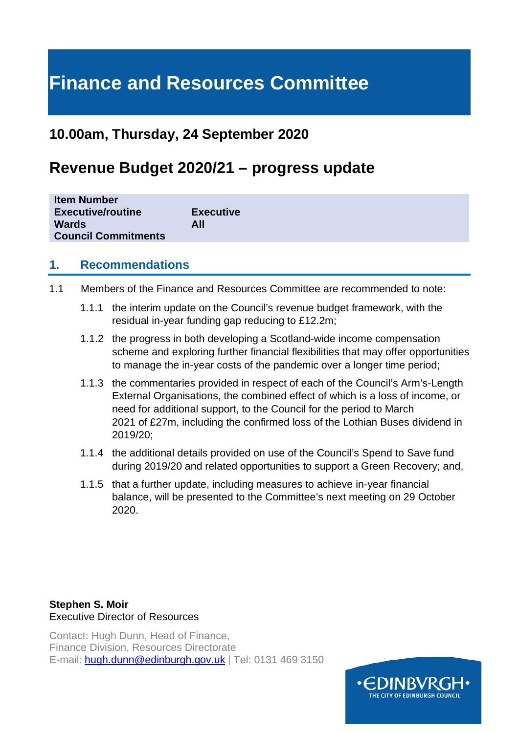# Finance and Resources Committee

## 10.00am, Thursday, 24 September 2020

## Revenue Budget 2020/21 – progress update

| | |
|---|---|
| **Item Number** | |
| **Executive/routine** | **Executive** |
| **Wards** | **All** |
| **Council Commitments** | |

## 1. Recommendations

1.1 Members of the Finance and Resources Committee are recommended to note:

1.1.1 the interim update on the Council's revenue budget framework, with the residual in-year funding gap reducing to £12.2m;

1.1.2 the progress in both developing a Scotland-wide income compensation scheme and exploring further financial flexibilities that may offer opportunities to manage the in-year costs of the pandemic over a longer time period;

1.1.3 the commentaries provided in respect of each of the Council's Arm's-Length External Organisations, the combined effect of which is a loss of income, or need for additional support, to the Council for the period to March 2021 of £27m, including the confirmed loss of the Lothian Buses dividend in 2019/20;

1.1.4 the additional details provided on use of the Council's Spend to Save fund during 2019/20 and related opportunities to support a Green Recovery; and,

1.1.5 that a further update, including measures to achieve in-year financial balance, will be presented to the Committee's next meeting on 29 October 2020.

**Stephen S. Moir**
Executive Director of Resources

Contact: Hugh Dunn, Head of Finance,
Finance Division, Resources Directorate
E-mail: hugh.dunn@edinburgh.gov.uk | Tel: 0131 469 3150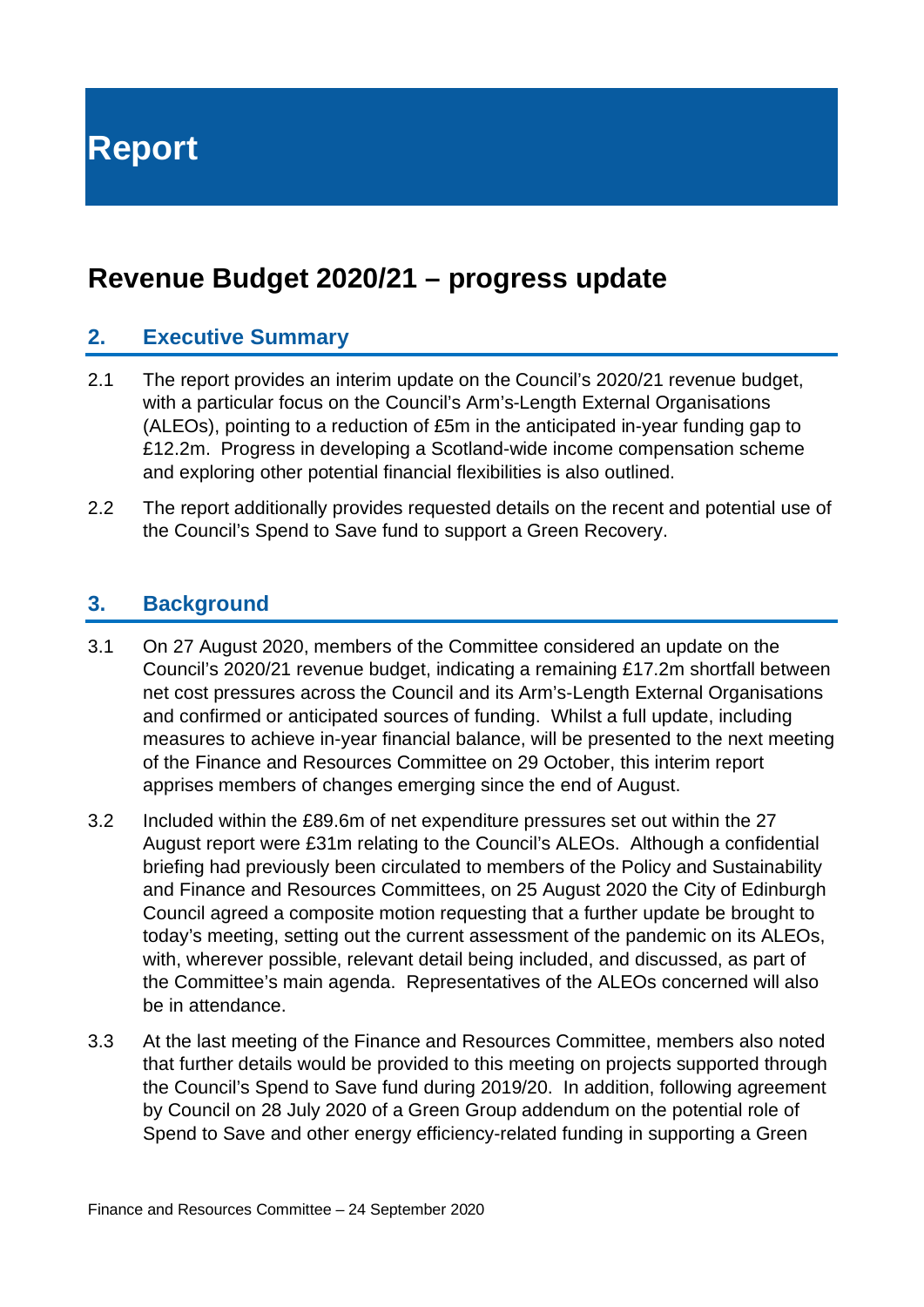# Report

## Revenue Budget 2020/21 – progress update

### 2. Executive Summary

2.1 The report provides an interim update on the Council's 2020/21 revenue budget, with a particular focus on the Council's Arm's-Length External Organisations (ALEOs), pointing to a reduction of £5m in the anticipated in-year funding gap to £12.2m. Progress in developing a Scotland-wide income compensation scheme and exploring other potential financial flexibilities is also outlined.

2.2 The report additionally provides requested details on the recent and potential use of the Council's Spend to Save fund to support a Green Recovery.

### 3. Background

3.1 On 27 August 2020, members of the Committee considered an update on the Council's 2020/21 revenue budget, indicating a remaining £17.2m shortfall between net cost pressures across the Council and its Arm's-Length External Organisations and confirmed or anticipated sources of funding. Whilst a full update, including measures to achieve in-year financial balance, will be presented to the next meeting of the Finance and Resources Committee on 29 October, this interim report apprises members of changes emerging since the end of August.

3.2 Included within the £89.6m of net expenditure pressures set out within the 27 August report were £31m relating to the Council's ALEOs. Although a confidential briefing had previously been circulated to members of the Policy and Sustainability and Finance and Resources Committees, on 25 August 2020 the City of Edinburgh Council agreed a composite motion requesting that a further update be brought to today's meeting, setting out the current assessment of the pandemic on its ALEOs, with, wherever possible, relevant detail being included, and discussed, as part of the Committee's main agenda. Representatives of the ALEOs concerned will also be in attendance.

3.3 At the last meeting of the Finance and Resources Committee, members also noted that further details would be provided to this meeting on projects supported through the Council's Spend to Save fund during 2019/20. In addition, following agreement by Council on 28 July 2020 of a Green Group addendum on the potential role of Spend to Save and other energy efficiency-related funding in supporting a Green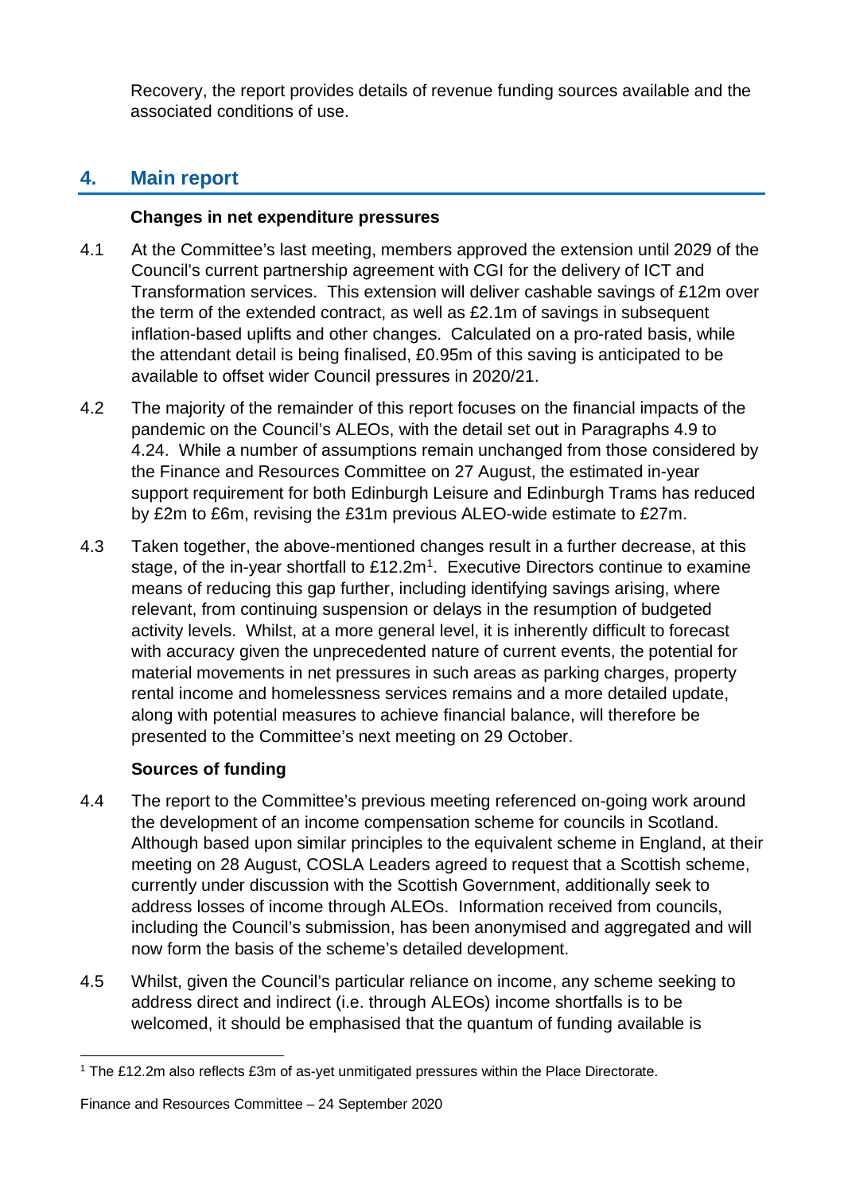Recovery, the report provides details of revenue funding sources available and the associated conditions of use.

## 4. Main report

**Changes in net expenditure pressures**

4.1 At the Committee's last meeting, members approved the extension until 2029 of the Council's current partnership agreement with CGI for the delivery of ICT and Transformation services. This extension will deliver cashable savings of £12m over the term of the extended contract, as well as £2.1m of savings in subsequent inflation-based uplifts and other changes. Calculated on a pro-rated basis, while the attendant detail is being finalised, £0.95m of this saving is anticipated to be available to offset wider Council pressures in 2020/21.

4.2 The majority of the remainder of this report focuses on the financial impacts of the pandemic on the Council's ALEOs, with the detail set out in Paragraphs 4.9 to 4.24. While a number of assumptions remain unchanged from those considered by the Finance and Resources Committee on 27 August, the estimated in-year support requirement for both Edinburgh Leisure and Edinburgh Trams has reduced by £2m to £6m, revising the £31m previous ALEO-wide estimate to £27m.

4.3 Taken together, the above-mentioned changes result in a further decrease, at this stage, of the in-year shortfall to £12.2m[1]. Executive Directors continue to examine means of reducing this gap further, including identifying savings arising, where relevant, from continuing suspension or delays in the resumption of budgeted activity levels. Whilst, at a more general level, it is inherently difficult to forecast with accuracy given the unprecedented nature of current events, the potential for material movements in net pressures in such areas as parking charges, property rental income and homelessness services remains and a more detailed update, along with potential measures to achieve financial balance, will therefore be presented to the Committee's next meeting on 29 October.

**Sources of funding**

4.4 The report to the Committee's previous meeting referenced on-going work around the development of an income compensation scheme for councils in Scotland. Although based upon similar principles to the equivalent scheme in England, at their meeting on 28 August, COSLA Leaders agreed to request that a Scottish scheme, currently under discussion with the Scottish Government, additionally seek to address losses of income through ALEOs. Information received from councils, including the Council's submission, has been anonymised and aggregated and will now form the basis of the scheme's detailed development.

4.5 Whilst, given the Council's particular reliance on income, any scheme seeking to address direct and indirect (i.e. through ALEOs) income shortfalls is to be welcomed, it should be emphasised that the quantum of funding available is

[1] The £12.2m also reflects £3m of as-yet unmitigated pressures within the Place Directorate.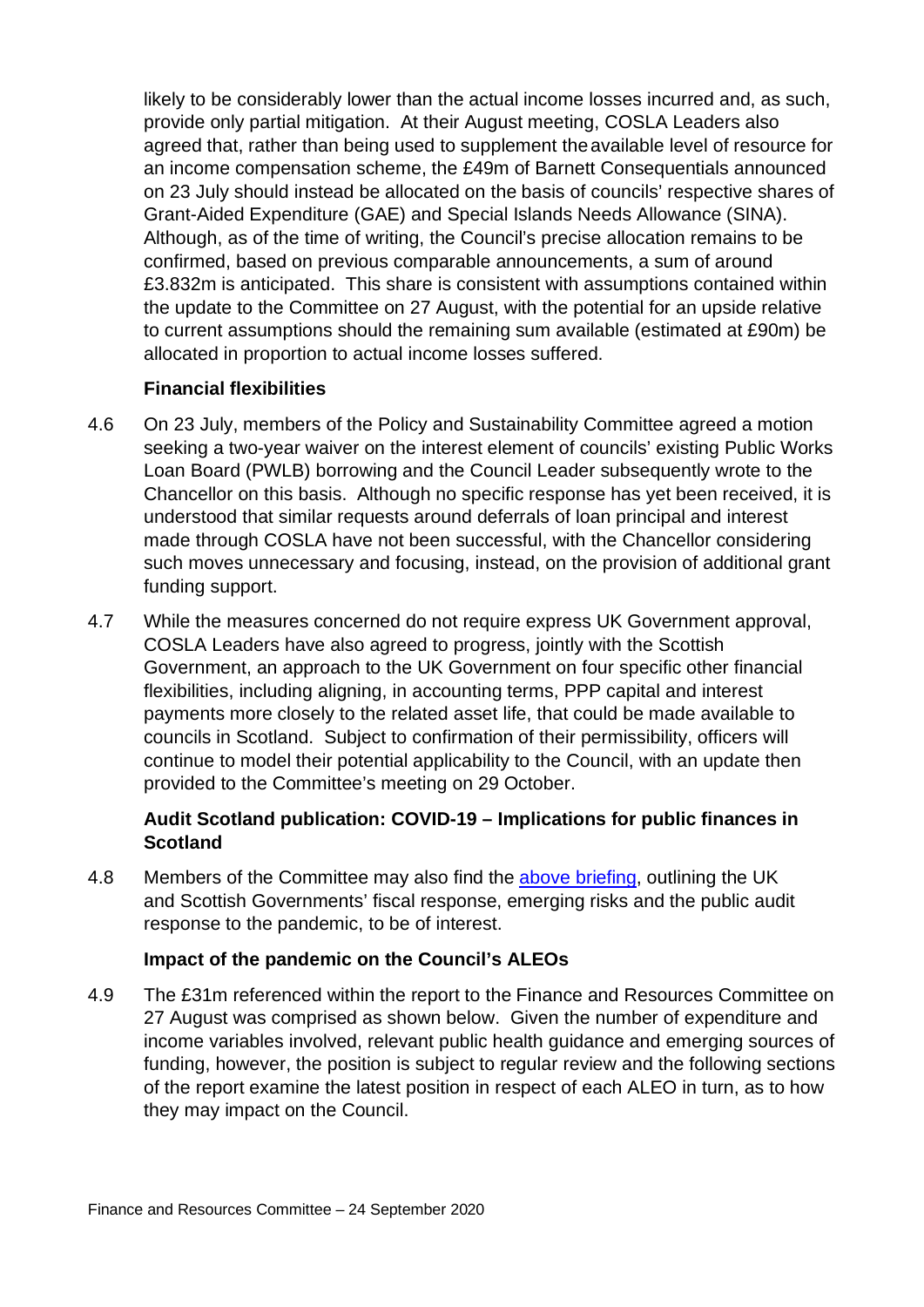likely to be considerably lower than the actual income losses incurred and, as such, provide only partial mitigation. At their August meeting, COSLA Leaders also agreed that, rather than being used to supplement the available level of resource for an income compensation scheme, the £49m of Barnett Consequentials announced on 23 July should instead be allocated on the basis of councils' respective shares of Grant-Aided Expenditure (GAE) and Special Islands Needs Allowance (SINA). Although, as of the time of writing, the Council's precise allocation remains to be confirmed, based on previous comparable announcements, a sum of around £3.832m is anticipated. This share is consistent with assumptions contained within the update to the Committee on 27 August, with the potential for an upside relative to current assumptions should the remaining sum available (estimated at £90m) be allocated in proportion to actual income losses suffered.

**Financial flexibilities**

4.6 On 23 July, members of the Policy and Sustainability Committee agreed a motion seeking a two-year waiver on the interest element of councils' existing Public Works Loan Board (PWLB) borrowing and the Council Leader subsequently wrote to the Chancellor on this basis. Although no specific response has yet been received, it is understood that similar requests around deferrals of loan principal and interest made through COSLA have not been successful, with the Chancellor considering such moves unnecessary and focusing, instead, on the provision of additional grant funding support.

4.7 While the measures concerned do not require express UK Government approval, COSLA Leaders have also agreed to progress, jointly with the Scottish Government, an approach to the UK Government on four specific other financial flexibilities, including aligning, in accounting terms, PPP capital and interest payments more closely to the related asset life, that could be made available to councils in Scotland. Subject to confirmation of their permissibility, officers will continue to model their potential applicability to the Council, with an update then provided to the Committee's meeting on 29 October.

**Audit Scotland publication: COVID-19 – Implications for public finances in Scotland**

4.8 Members of the Committee may also find the above briefing, outlining the UK and Scottish Governments' fiscal response, emerging risks and the public audit response to the pandemic, to be of interest.

**Impact of the pandemic on the Council's ALEOs**

4.9 The £31m referenced within the report to the Finance and Resources Committee on 27 August was comprised as shown below. Given the number of expenditure and income variables involved, relevant public health guidance and emerging sources of funding, however, the position is subject to regular review and the following sections of the report examine the latest position in respect of each ALEO in turn, as to how they may impact on the Council.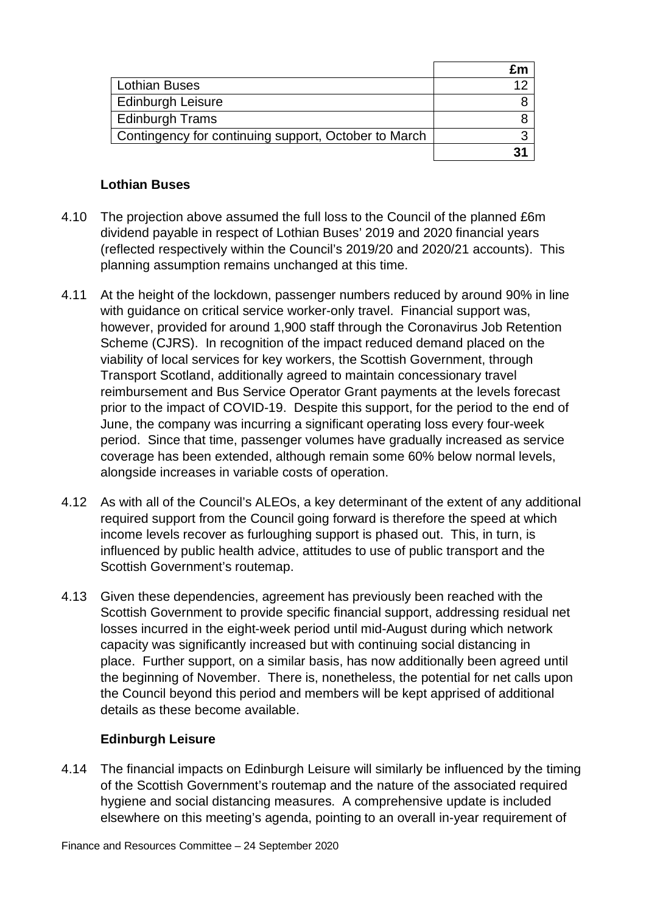| | £m |
|---|---|
| Lothian Buses | 12 |
| Edinburgh Leisure | 8 |
| Edinburgh Trams | 8 |
| Contingency for continuing support, October to March | 3 |
| | **31** |

**Lothian Buses**

4.10 The projection above assumed the full loss to the Council of the planned £6m dividend payable in respect of Lothian Buses' 2019 and 2020 financial years (reflected respectively within the Council's 2019/20 and 2020/21 accounts). This planning assumption remains unchanged at this time.

4.11 At the height of the lockdown, passenger numbers reduced by around 90% in line with guidance on critical service worker-only travel. Financial support was, however, provided for around 1,900 staff through the Coronavirus Job Retention Scheme (CJRS). In recognition of the impact reduced demand placed on the viability of local services for key workers, the Scottish Government, through Transport Scotland, additionally agreed to maintain concessionary travel reimbursement and Bus Service Operator Grant payments at the levels forecast prior to the impact of COVID-19. Despite this support, for the period to the end of June, the company was incurring a significant operating loss every four-week period. Since that time, passenger volumes have gradually increased as service coverage has been extended, although remain some 60% below normal levels, alongside increases in variable costs of operation.

4.12 As with all of the Council's ALEOs, a key determinant of the extent of any additional required support from the Council going forward is therefore the speed at which income levels recover as furloughing support is phased out. This, in turn, is influenced by public health advice, attitudes to use of public transport and the Scottish Government's routemap.

4.13 Given these dependencies, agreement has previously been reached with the Scottish Government to provide specific financial support, addressing residual net losses incurred in the eight-week period until mid-August during which network capacity was significantly increased but with continuing social distancing in place. Further support, on a similar basis, has now additionally been agreed until the beginning of November. There is, nonetheless, the potential for net calls upon the Council beyond this period and members will be kept apprised of additional details as these become available.

**Edinburgh Leisure**

4.14 The financial impacts on Edinburgh Leisure will similarly be influenced by the timing of the Scottish Government's routemap and the nature of the associated required hygiene and social distancing measures. A comprehensive update is included elsewhere on this meeting's agenda, pointing to an overall in-year requirement of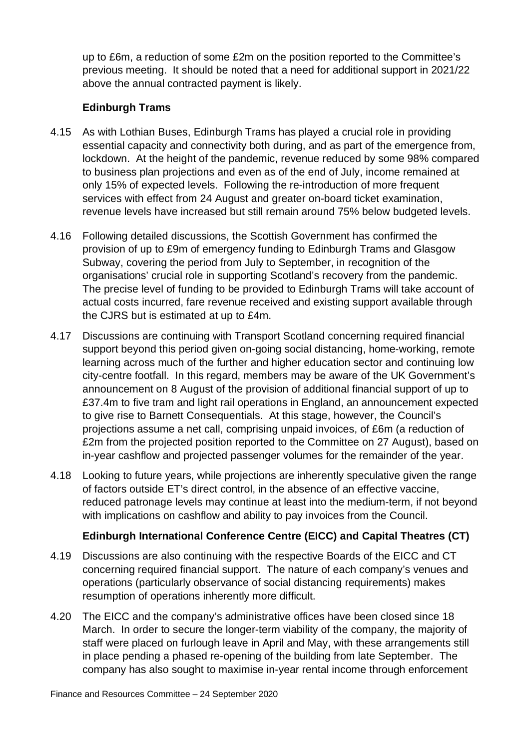up to £6m, a reduction of some £2m on the position reported to the Committee's previous meeting. It should be noted that a need for additional support in 2021/22 above the annual contracted payment is likely.

**Edinburgh Trams**

4.15 As with Lothian Buses, Edinburgh Trams has played a crucial role in providing essential capacity and connectivity both during, and as part of the emergence from, lockdown. At the height of the pandemic, revenue reduced by some 98% compared to business plan projections and even as of the end of July, income remained at only 15% of expected levels. Following the re-introduction of more frequent services with effect from 24 August and greater on-board ticket examination, revenue levels have increased but still remain around 75% below budgeted levels.

4.16 Following detailed discussions, the Scottish Government has confirmed the provision of up to £9m of emergency funding to Edinburgh Trams and Glasgow Subway, covering the period from July to September, in recognition of the organisations' crucial role in supporting Scotland's recovery from the pandemic. The precise level of funding to be provided to Edinburgh Trams will take account of actual costs incurred, fare revenue received and existing support available through the CJRS but is estimated at up to £4m.

4.17 Discussions are continuing with Transport Scotland concerning required financial support beyond this period given on-going social distancing, home-working, remote learning across much of the further and higher education sector and continuing low city-centre footfall. In this regard, members may be aware of the UK Government's announcement on 8 August of the provision of additional financial support of up to £37.4m to five tram and light rail operations in England, an announcement expected to give rise to Barnett Consequentials. At this stage, however, the Council's projections assume a net call, comprising unpaid invoices, of £6m (a reduction of £2m from the projected position reported to the Committee on 27 August), based on in-year cashflow and projected passenger volumes for the remainder of the year.

4.18 Looking to future years, while projections are inherently speculative given the range of factors outside ET's direct control, in the absence of an effective vaccine, reduced patronage levels may continue at least into the medium-term, if not beyond with implications on cashflow and ability to pay invoices from the Council.

**Edinburgh International Conference Centre (EICC) and Capital Theatres (CT)**

4.19 Discussions are also continuing with the respective Boards of the EICC and CT concerning required financial support. The nature of each company's venues and operations (particularly observance of social distancing requirements) makes resumption of operations inherently more difficult.

4.20 The EICC and the company's administrative offices have been closed since 18 March. In order to secure the longer-term viability of the company, the majority of staff were placed on furlough leave in April and May, with these arrangements still in place pending a phased re-opening of the building from late September. The company has also sought to maximise in-year rental income through enforcement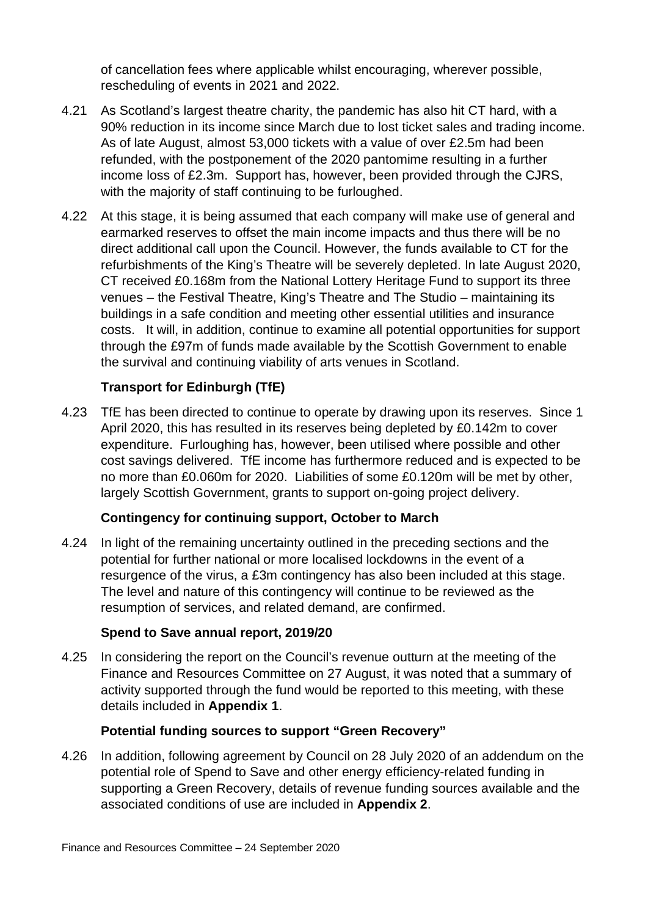of cancellation fees where applicable whilst encouraging, wherever possible, rescheduling of events in 2021 and 2022.

4.21 As Scotland's largest theatre charity, the pandemic has also hit CT hard, with a 90% reduction in its income since March due to lost ticket sales and trading income. As of late August, almost 53,000 tickets with a value of over £2.5m had been refunded, with the postponement of the 2020 pantomime resulting in a further income loss of £2.3m. Support has, however, been provided through the CJRS, with the majority of staff continuing to be furloughed.

4.22 At this stage, it is being assumed that each company will make use of general and earmarked reserves to offset the main income impacts and thus there will be no direct additional call upon the Council. However, the funds available to CT for the refurbishments of the King's Theatre will be severely depleted. In late August 2020, CT received £0.168m from the National Lottery Heritage Fund to support its three venues – the Festival Theatre, King's Theatre and The Studio – maintaining its buildings in a safe condition and meeting other essential utilities and insurance costs. It will, in addition, continue to examine all potential opportunities for support through the £97m of funds made available by the Scottish Government to enable the survival and continuing viability of arts venues in Scotland.

**Transport for Edinburgh (TfE)**

4.23 TfE has been directed to continue to operate by drawing upon its reserves. Since 1 April 2020, this has resulted in its reserves being depleted by £0.142m to cover expenditure. Furloughing has, however, been utilised where possible and other cost savings delivered. TfE income has furthermore reduced and is expected to be no more than £0.060m for 2020. Liabilities of some £0.120m will be met by other, largely Scottish Government, grants to support on-going project delivery.

**Contingency for continuing support, October to March**

4.24 In light of the remaining uncertainty outlined in the preceding sections and the potential for further national or more localised lockdowns in the event of a resurgence of the virus, a £3m contingency has also been included at this stage. The level and nature of this contingency will continue to be reviewed as the resumption of services, and related demand, are confirmed.

**Spend to Save annual report, 2019/20**

4.25 In considering the report on the Council's revenue outturn at the meeting of the Finance and Resources Committee on 27 August, it was noted that a summary of activity supported through the fund would be reported to this meeting, with these details included in **Appendix 1**.

**Potential funding sources to support "Green Recovery"**

4.26 In addition, following agreement by Council on 28 July 2020 of an addendum on the potential role of Spend to Save and other energy efficiency-related funding in supporting a Green Recovery, details of revenue funding sources available and the associated conditions of use are included in **Appendix 2**.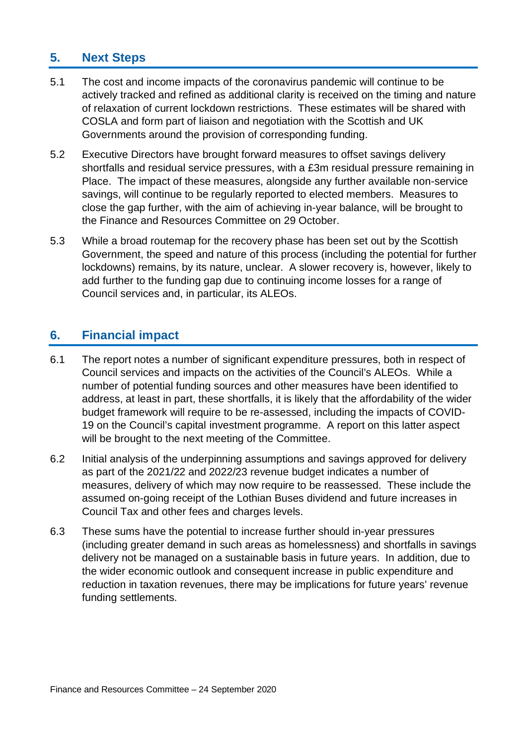## 5. Next Steps

5.1 The cost and income impacts of the coronavirus pandemic will continue to be actively tracked and refined as additional clarity is received on the timing and nature of relaxation of current lockdown restrictions. These estimates will be shared with COSLA and form part of liaison and negotiation with the Scottish and UK Governments around the provision of corresponding funding.

5.2 Executive Directors have brought forward measures to offset savings delivery shortfalls and residual service pressures, with a £3m residual pressure remaining in Place. The impact of these measures, alongside any further available non-service savings, will continue to be regularly reported to elected members. Measures to close the gap further, with the aim of achieving in-year balance, will be brought to the Finance and Resources Committee on 29 October.

5.3 While a broad routemap for the recovery phase has been set out by the Scottish Government, the speed and nature of this process (including the potential for further lockdowns) remains, by its nature, unclear. A slower recovery is, however, likely to add further to the funding gap due to continuing income losses for a range of Council services and, in particular, its ALEOs.

## 6. Financial impact

6.1 The report notes a number of significant expenditure pressures, both in respect of Council services and impacts on the activities of the Council's ALEOs. While a number of potential funding sources and other measures have been identified to address, at least in part, these shortfalls, it is likely that the affordability of the wider budget framework will require to be re-assessed, including the impacts of COVID-19 on the Council's capital investment programme. A report on this latter aspect will be brought to the next meeting of the Committee.

6.2 Initial analysis of the underpinning assumptions and savings approved for delivery as part of the 2021/22 and 2022/23 revenue budget indicates a number of measures, delivery of which may now require to be reassessed. These include the assumed on-going receipt of the Lothian Buses dividend and future increases in Council Tax and other fees and charges levels.

6.3 These sums have the potential to increase further should in-year pressures (including greater demand in such areas as homelessness) and shortfalls in savings delivery not be managed on a sustainable basis in future years. In addition, due to the wider economic outlook and consequent increase in public expenditure and reduction in taxation revenues, there may be implications for future years' revenue funding settlements.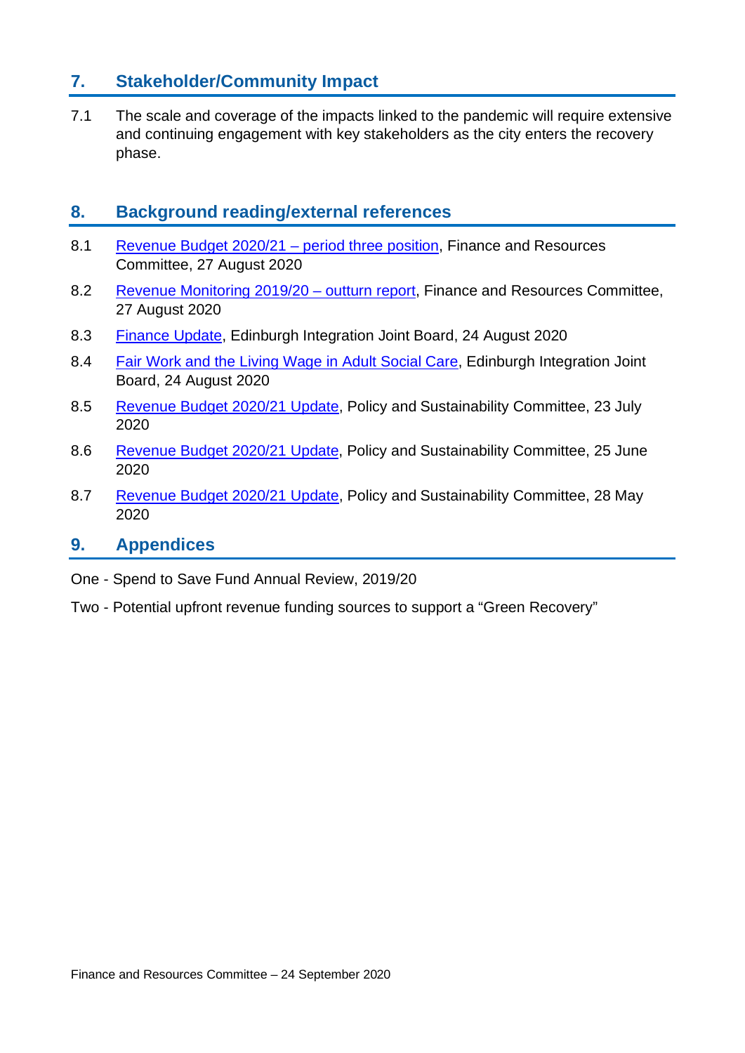## 7. Stakeholder/Community Impact

7.1 The scale and coverage of the impacts linked to the pandemic will require extensive and continuing engagement with key stakeholders as the city enters the recovery phase.

## 8. Background reading/external references

8.1 Revenue Budget 2020/21 – period three position, Finance and Resources Committee, 27 August 2020

8.2 Revenue Monitoring 2019/20 – outturn report, Finance and Resources Committee, 27 August 2020

8.3 Finance Update, Edinburgh Integration Joint Board, 24 August 2020

8.4 Fair Work and the Living Wage in Adult Social Care, Edinburgh Integration Joint Board, 24 August 2020

8.5 Revenue Budget 2020/21 Update, Policy and Sustainability Committee, 23 July 2020

8.6 Revenue Budget 2020/21 Update, Policy and Sustainability Committee, 25 June 2020

8.7 Revenue Budget 2020/21 Update, Policy and Sustainability Committee, 28 May 2020

## 9. Appendices

One - Spend to Save Fund Annual Review, 2019/20

Two - Potential upfront revenue funding sources to support a "Green Recovery"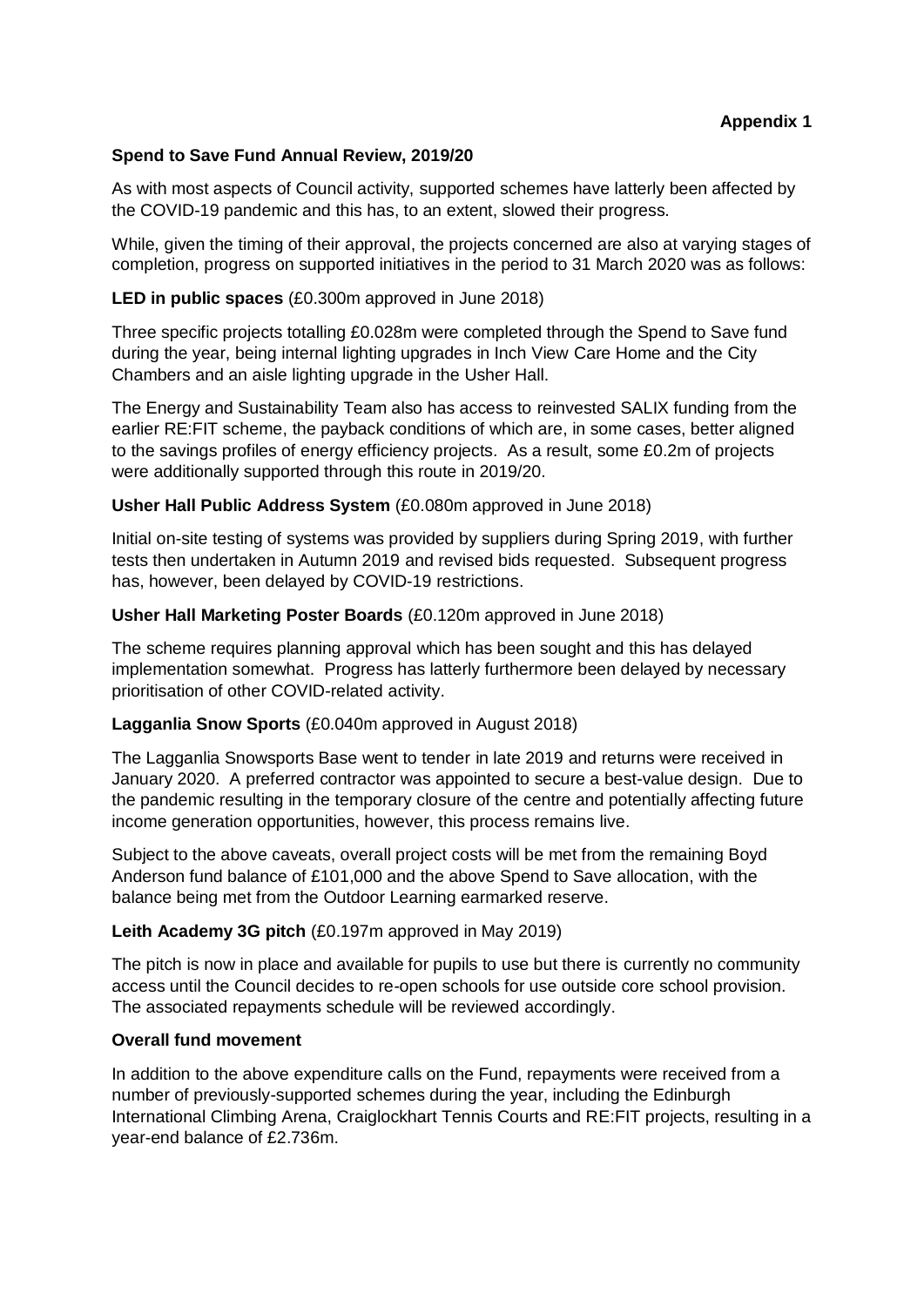**Appendix 1**

**Spend to Save Fund Annual Review, 2019/20**

As with most aspects of Council activity, supported schemes have latterly been affected by the COVID-19 pandemic and this has, to an extent, slowed their progress.

While, given the timing of their approval, the projects concerned are also at varying stages of completion, progress on supported initiatives in the period to 31 March 2020 was as follows:

**LED in public spaces** (£0.300m approved in June 2018)

Three specific projects totalling £0.028m were completed through the Spend to Save fund during the year, being internal lighting upgrades in Inch View Care Home and the City Chambers and an aisle lighting upgrade in the Usher Hall.

The Energy and Sustainability Team also has access to reinvested SALIX funding from the earlier RE:FIT scheme, the payback conditions of which are, in some cases, better aligned to the savings profiles of energy efficiency projects. As a result, some £0.2m of projects were additionally supported through this route in 2019/20.

**Usher Hall Public Address System** (£0.080m approved in June 2018)

Initial on-site testing of systems was provided by suppliers during Spring 2019, with further tests then undertaken in Autumn 2019 and revised bids requested. Subsequent progress has, however, been delayed by COVID-19 restrictions.

**Usher Hall Marketing Poster Boards** (£0.120m approved in June 2018)

The scheme requires planning approval which has been sought and this has delayed implementation somewhat. Progress has latterly furthermore been delayed by necessary prioritisation of other COVID-related activity.

**Lagganlia Snow Sports** (£0.040m approved in August 2018)

The Lagganlia Snowsports Base went to tender in late 2019 and returns were received in January 2020. A preferred contractor was appointed to secure a best-value design. Due to the pandemic resulting in the temporary closure of the centre and potentially affecting future income generation opportunities, however, this process remains live.

Subject to the above caveats, overall project costs will be met from the remaining Boyd Anderson fund balance of £101,000 and the above Spend to Save allocation, with the balance being met from the Outdoor Learning earmarked reserve.

**Leith Academy 3G pitch** (£0.197m approved in May 2019)

The pitch is now in place and available for pupils to use but there is currently no community access until the Council decides to re-open schools for use outside core school provision. The associated repayments schedule will be reviewed accordingly.

**Overall fund movement**

In addition to the above expenditure calls on the Fund, repayments were received from a number of previously-supported schemes during the year, including the Edinburgh International Climbing Arena, Craiglockhart Tennis Courts and RE:FIT projects, resulting in a year-end balance of £2.736m.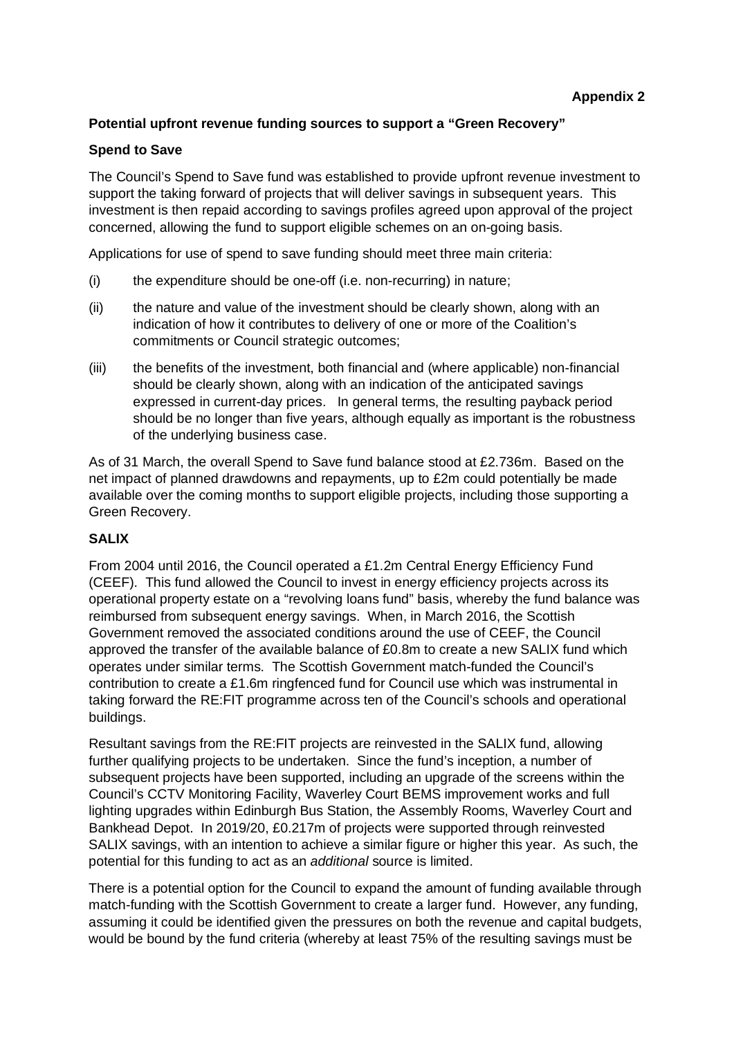**Appendix 2**

**Potential upfront revenue funding sources to support a "Green Recovery"**

**Spend to Save**

The Council's Spend to Save fund was established to provide upfront revenue investment to support the taking forward of projects that will deliver savings in subsequent years. This investment is then repaid according to savings profiles agreed upon approval of the project concerned, allowing the fund to support eligible schemes on an on-going basis.

Applications for use of spend to save funding should meet three main criteria:

(i) the expenditure should be one-off (i.e. non-recurring) in nature;

(ii) the nature and value of the investment should be clearly shown, along with an indication of how it contributes to delivery of one or more of the Coalition's commitments or Council strategic outcomes;

(iii) the benefits of the investment, both financial and (where applicable) non-financial should be clearly shown, along with an indication of the anticipated savings expressed in current-day prices. In general terms, the resulting payback period should be no longer than five years, although equally as important is the robustness of the underlying business case.

As of 31 March, the overall Spend to Save fund balance stood at £2.736m. Based on the net impact of planned drawdowns and repayments, up to £2m could potentially be made available over the coming months to support eligible projects, including those supporting a Green Recovery.

**SALIX**

From 2004 until 2016, the Council operated a £1.2m Central Energy Efficiency Fund (CEEF). This fund allowed the Council to invest in energy efficiency projects across its operational property estate on a "revolving loans fund" basis, whereby the fund balance was reimbursed from subsequent energy savings. When, in March 2016, the Scottish Government removed the associated conditions around the use of CEEF, the Council approved the transfer of the available balance of £0.8m to create a new SALIX fund which operates under similar terms. The Scottish Government match-funded the Council's contribution to create a £1.6m ringfenced fund for Council use which was instrumental in taking forward the RE:FIT programme across ten of the Council's schools and operational buildings.

Resultant savings from the RE:FIT projects are reinvested in the SALIX fund, allowing further qualifying projects to be undertaken. Since the fund's inception, a number of subsequent projects have been supported, including an upgrade of the screens within the Council's CCTV Monitoring Facility, Waverley Court BEMS improvement works and full lighting upgrades within Edinburgh Bus Station, the Assembly Rooms, Waverley Court and Bankhead Depot. In 2019/20, £0.217m of projects were supported through reinvested SALIX savings, with an intention to achieve a similar figure or higher this year. As such, the potential for this funding to act as an *additional* source is limited.

There is a potential option for the Council to expand the amount of funding available through match-funding with the Scottish Government to create a larger fund. However, any funding, assuming it could be identified given the pressures on both the revenue and capital budgets, would be bound by the fund criteria (whereby at least 75% of the resulting savings must be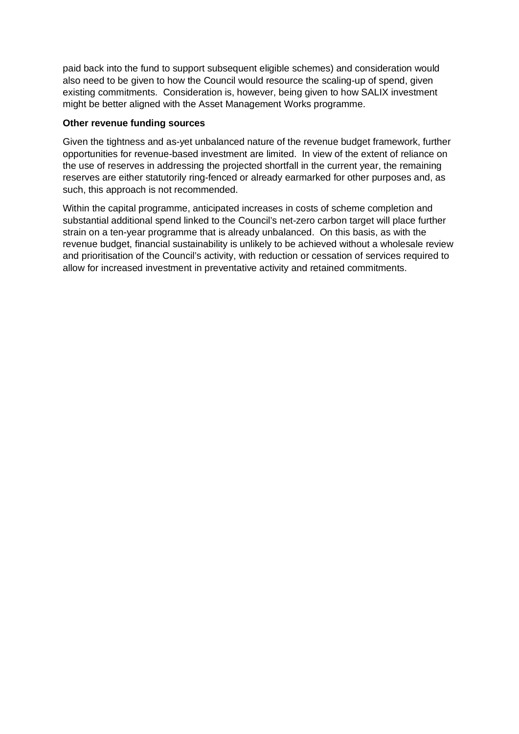paid back into the fund to support subsequent eligible schemes) and consideration would also need to be given to how the Council would resource the scaling-up of spend, given existing commitments. Consideration is, however, being given to how SALIX investment might be better aligned with the Asset Management Works programme.

**Other revenue funding sources**

Given the tightness and as-yet unbalanced nature of the revenue budget framework, further opportunities for revenue-based investment are limited. In view of the extent of reliance on the use of reserves in addressing the projected shortfall in the current year, the remaining reserves are either statutorily ring-fenced or already earmarked for other purposes and, as such, this approach is not recommended.

Within the capital programme, anticipated increases in costs of scheme completion and substantial additional spend linked to the Council's net-zero carbon target will place further strain on a ten-year programme that is already unbalanced. On this basis, as with the revenue budget, financial sustainability is unlikely to be achieved without a wholesale review and prioritisation of the Council's activity, with reduction or cessation of services required to allow for increased investment in preventative activity and retained commitments.